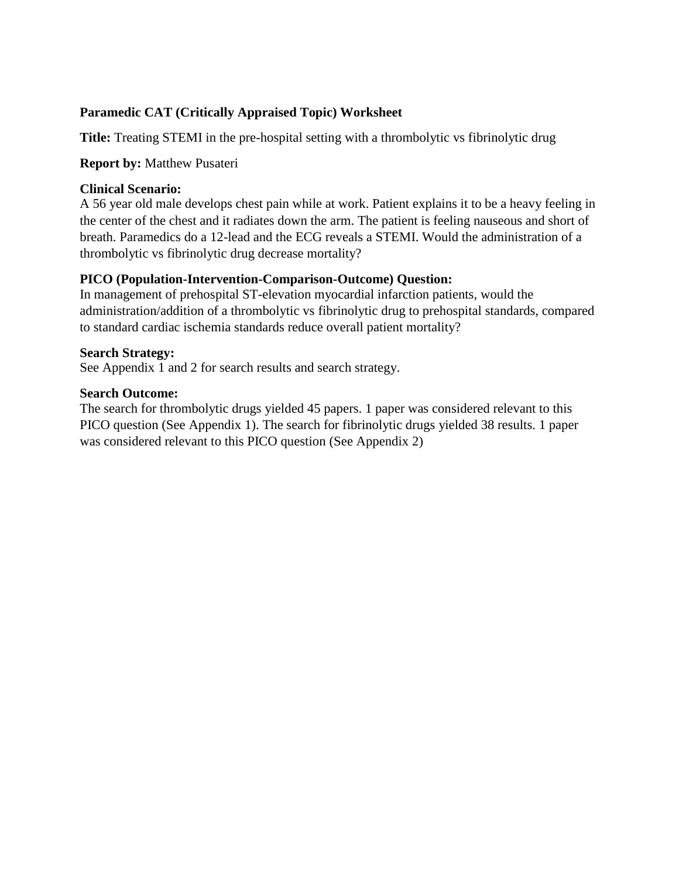**Paramedic CAT (Critically Appraised Topic) Worksheet**

**Title:** Treating STEMI in the pre-hospital setting with a thrombolytic vs fibrinolytic drug

**Report by:** Matthew Pusateri

**Clinical Scenario:**
A 56 year old male develops chest pain while at work. Patient explains it to be a heavy feeling in the center of the chest and it radiates down the arm. The patient is feeling nauseous and short of breath. Paramedics do a 12-lead and the ECG reveals a STEMI. Would the administration of a thrombolytic vs fibrinolytic drug decrease mortality?

**PICO (Population-Intervention-Comparison-Outcome) Question:**
In management of prehospital ST-elevation myocardial infarction patients, would the administration/addition of a thrombolytic vs fibrinolytic drug to prehospital standards, compared to standard cardiac ischemia standards reduce overall patient mortality?

**Search Strategy:**
See Appendix 1 and 2 for search results and search strategy.

**Search Outcome:**
The search for thrombolytic drugs yielded 45 papers. 1 paper was considered relevant to this PICO question (See Appendix 1). The search for fibrinolytic drugs yielded 38 results. 1 paper was considered relevant to this PICO question (See Appendix 2)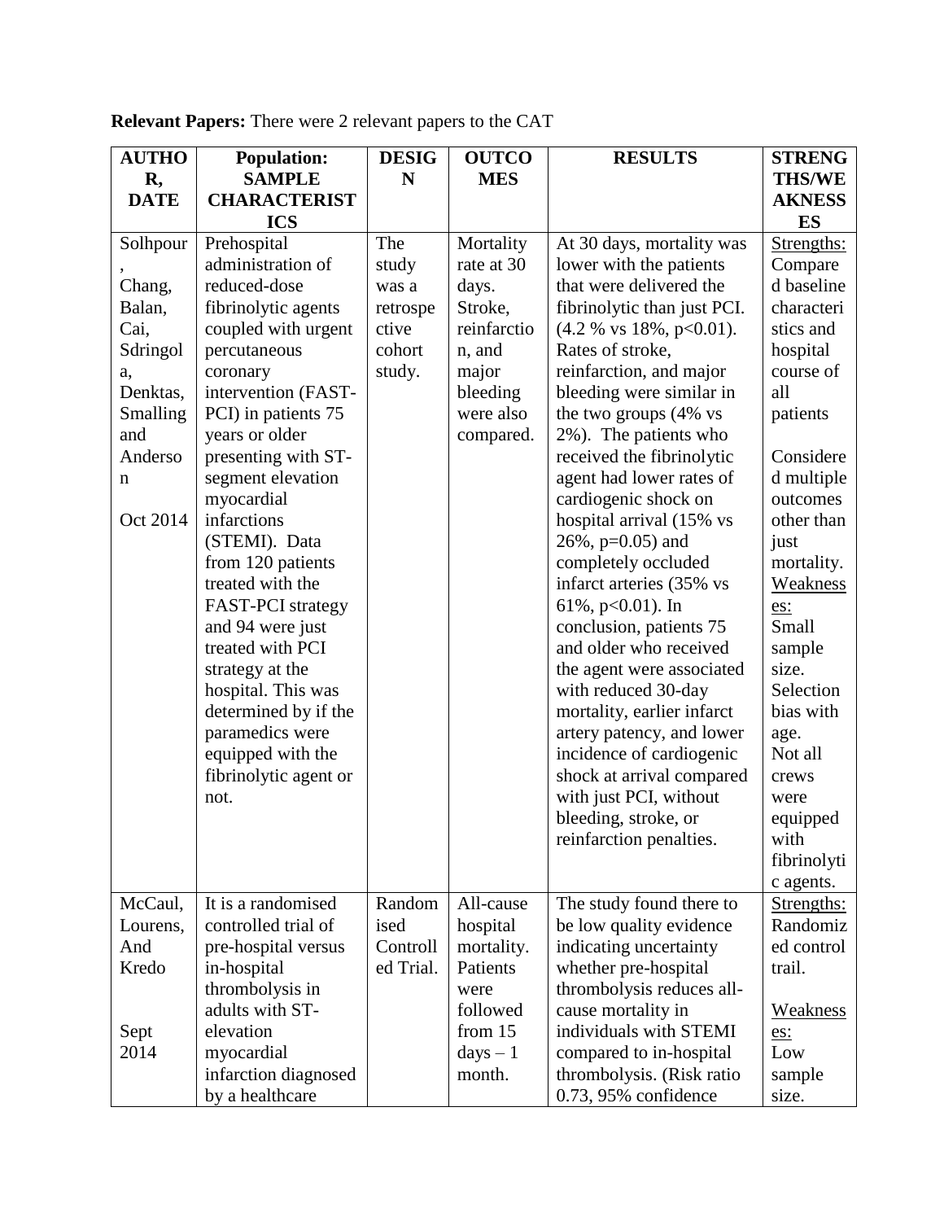**Relevant Papers:** There were 2 relevant papers to the CAT

| AUTHOR, DATE | Population: SAMPLE CHARACTERISTICS | DESIGN | OUTCOMES | RESULTS | STRENGTHS/WEAKNESSES |
|---|---|---|---|---|---|
| Solhpour, Chang, Balan, Cai, Sdringola, Denktas, Smalling and Anderson<br><br>Oct 2014 | Prehospital administration of reduced-dose fibrinolytic agents coupled with urgent percutaneous coronary intervention (FAST-PCI) in patients 75 years or older presenting with ST-segment elevation myocardial infarctions (STEMI). Data from 120 patients treated with the FAST-PCI strategy and 94 were just treated with PCI strategy at the hospital. This was determined by if the paramedics were equipped with the fibrinolytic agent or not. | The study was a retrospective cohort study. | Mortality rate at 30 days. Stroke, reinfarction, and major bleeding were also compared. | At 30 days, mortality was lower with the patients that were delivered the fibrinolytic than just PCI. (4.2 % vs 18%, $p<0.01$). Rates of stroke, reinfarction, and major bleeding were similar in the two groups (4% vs 2%). The patients who received the fibrinolytic agent had lower rates of cardiogenic shock on hospital arrival (15% vs 26%, $p=0.05$) and completely occluded infarct arteries (35% vs 61%, $p<0.01$). In conclusion, patients 75 and older who received the agent were associated with reduced 30-day mortality, earlier infarct artery patency, and lower incidence of cardiogenic shock at arrival compared with just PCI, without bleeding, stroke, or reinfarction penalties. | Strengths: Compared baseline characteristics and hospital course of all patients<br><br>Considered multiple outcomes other than just mortality.<br>Weaknesses: Small sample size. Selection bias with age. Not all crews were equipped with fibrinolytic agents. |
| McCaul, Lourens, And Kredo<br><br>Sept 2014 | It is a randomised controlled trial of pre-hospital versus in-hospital thrombolysis in adults with ST-elevation myocardial infarction diagnosed by a healthcare | Randomised Controlled Trial. | All-cause hospital mortality. Patients were followed from 15 days – 1 month. | The study found there to be low quality evidence indicating uncertainty whether pre-hospital thrombolysis reduces all-cause mortality in individuals with STEMI compared to in-hospital thrombolysis. (Risk ratio 0.73, 95% confidence | Strengths: Randomized control trail.<br><br>Weaknesses: Low sample size. |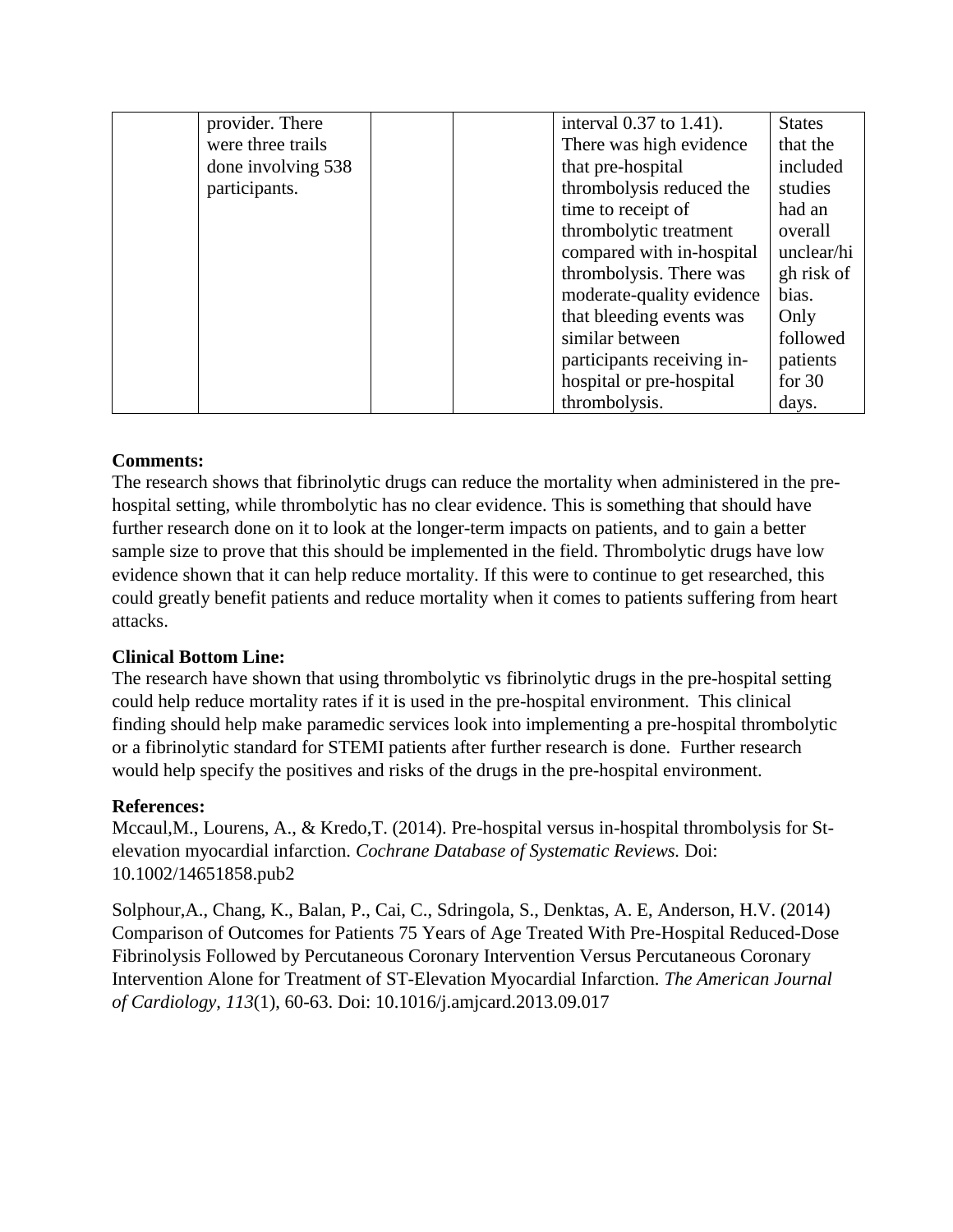| | | | | | |
|---|---|---|---|---|---|
| | provider. There were three trails done involving 538 participants. | | | interval 0.37 to 1.41). There was high evidence that pre-hospital thrombolysis reduced the time to receipt of thrombolytic treatment compared with in-hospital thrombolysis. There was moderate-quality evidence that bleeding events was similar between participants receiving in-hospital or pre-hospital thrombolysis. | States that the included studies had an overall unclear/high risk of bias. Only followed patients for 30 days. |

**Comments:**

The research shows that fibrinolytic drugs can reduce the mortality when administered in the pre-hospital setting, while thrombolytic has no clear evidence. This is something that should have further research done on it to look at the longer-term impacts on patients, and to gain a better sample size to prove that this should be implemented in the field. Thrombolytic drugs have low evidence shown that it can help reduce mortality. If this were to continue to get researched, this could greatly benefit patients and reduce mortality when it comes to patients suffering from heart attacks.

**Clinical Bottom Line:**

The research have shown that using thrombolytic vs fibrinolytic drugs in the pre-hospital setting could help reduce mortality rates if it is used in the pre-hospital environment. This clinical finding should help make paramedic services look into implementing a pre-hospital thrombolytic or a fibrinolytic standard for STEMI patients after further research is done. Further research would help specify the positives and risks of the drugs in the pre-hospital environment.

**References:**

Mccaul,M., Lourens, A., & Kredo,T. (2014). Pre-hospital versus in-hospital thrombolysis for St-elevation myocardial infarction. *Cochrane Database of Systematic Reviews.* Doi: 10.1002/14651858.pub2

Solphour,A., Chang, K., Balan, P., Cai, C., Sdringola, S., Denktas, A. E, Anderson, H.V. (2014) Comparison of Outcomes for Patients 75 Years of Age Treated With Pre-Hospital Reduced-Dose Fibrinolysis Followed by Percutaneous Coronary Intervention Versus Percutaneous Coronary Intervention Alone for Treatment of ST-Elevation Myocardial Infarction. *The American Journal of Cardiology, 113*(1), 60-63. Doi: 10.1016/j.amjcard.2013.09.017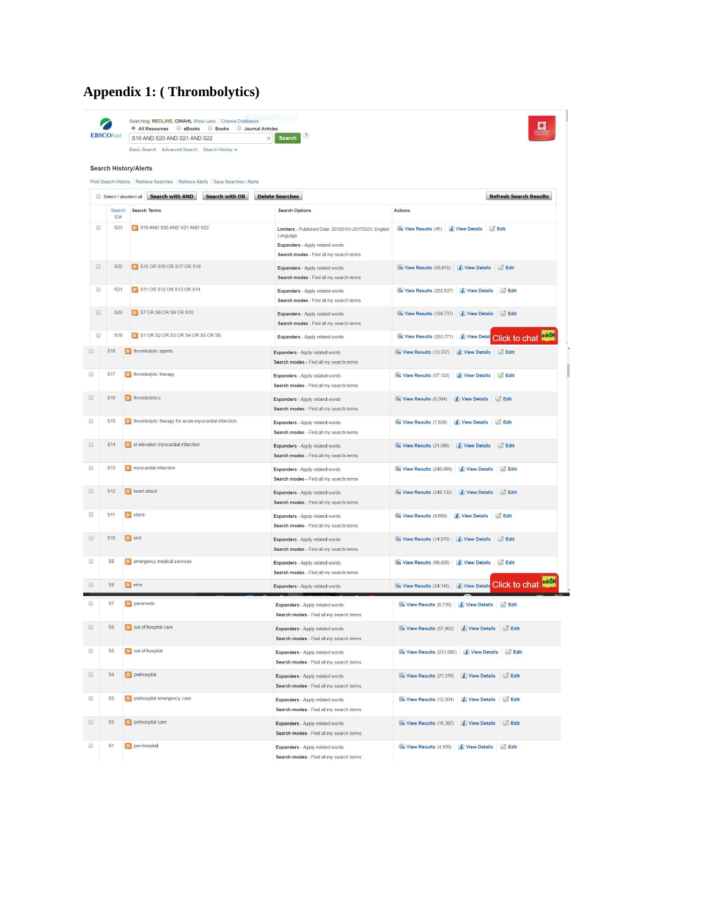# Appendix 1: ( Thrombolytics)

Searching: MEDLINE, CINAHL Show Less | Choose Databases

All Resources | eBooks | Books | Journal Articles

S19 AND S20 AND S21 AND S22 | Search

Basic Search | Advanced Search | Search History

### Search History/Alerts

Print Search History | Retrieve Searches | Retrieve Alerts | Save Searches / Alerts

Select / deselect all | Search with AND | Search with OR | Delete Searches | Refresh Search Results

| Search ID# | Search Terms | Search Options | Actions |
|---|---|---|---|
| S23 | S19 AND S20 AND S21 AND S22 | Limiters - Published Date: 20120101-20170331; English Language; Expanders - Apply related words; Search modes - Find all my search terms | View Results (45) View Details Edit |
| S22 | S15 OR S16 OR S17 OR S18 | Expanders - Apply related words; Search modes - Find all my search terms | View Results (59,810) View Details Edit |
| S21 | S11 OR S12 OR S13 OR S14 | Expanders - Apply related words; Search modes - Find all my search terms | View Results (252,537) View Details Edit |
| S20 | S7 OR S8 OR S9 OR S10 | Expanders - Apply related words; Search modes - Find all my search terms | View Results (128,737) View Details Edit |
| S19 | S1 OR S2 OR S3 OR S4 OR S5 OR S6 | Expanders - Apply related words | View Results (253,771) View Details |
| S18 | thrombolytic agents | Expanders - Apply related words; Search modes - Find all my search terms | View Results (13,337) View Details Edit |
| S17 | thrombolytic therapy | Expanders - Apply related words; Search modes - Find all my search terms | View Results (57,123) View Details Edit |
| S16 | thrombolytics | Expanders - Apply related words; Search modes - Find all my search terms | View Results (6,304) View Details Edit |
| S15 | thrombolytic therapy for acute myocardial infarction | Expanders - Apply related words; Search modes - Find all my search terms | View Results (7,538) View Details Edit |
| S14 | st elevation myocardial infarction | Expanders - Apply related words; Search modes - Find all my search terms | View Results (21,095) View Details Edit |
| S13 | myocardial infarction | Expanders - Apply related words; Search modes - Find all my search terms | View Results (249,999) View Details Edit |
| S12 | heart attack | Expanders - Apply related words; Search modes - Find all my search terms | View Results (248,132) View Details Edit |
| S11 | stemi | Expanders - Apply related words; Search modes - Find all my search terms | View Results (8,689) View Details Edit |
| S10 | emt | Expanders - Apply related words; Search modes - Find all my search terms | View Results (14,570) View Details Edit |
| S9 | emergency medical services | Expanders - Apply related words; Search modes - Find all my search terms | View Results (98,426) View Details Edit |
| S8 | ems | Expanders - Apply related words | View Results (24,145) View Details |
| S7 | paramedic | Expanders - Apply related words; Search modes - Find all my search terms | View Results (6,736) View Details Edit |
| S6 | out of hospital care | Expanders - Apply related words; Search modes - Find all my search terms | View Results (57,862) View Details Edit |
| S5 | out of hospital | Expanders - Apply related words; Search modes - Find all my search terms | View Results (231,686) View Details Edit |
| S4 | prehospital | Expanders - Apply related words; Search modes - Find all my search terms | View Results (21,316) View Details Edit |
| S3 | prehospital emergency care | Expanders - Apply related words; Search modes - Find all my search terms | View Results (12,004) View Details Edit |
| S2 | prehospital care | Expanders - Apply related words; Search modes - Find all my search terms | View Results (16,397) View Details Edit |
| S1 | pre-hospital | Expanders - Apply related words; Search modes - Find all my search terms | View Results (4,109) View Details Edit |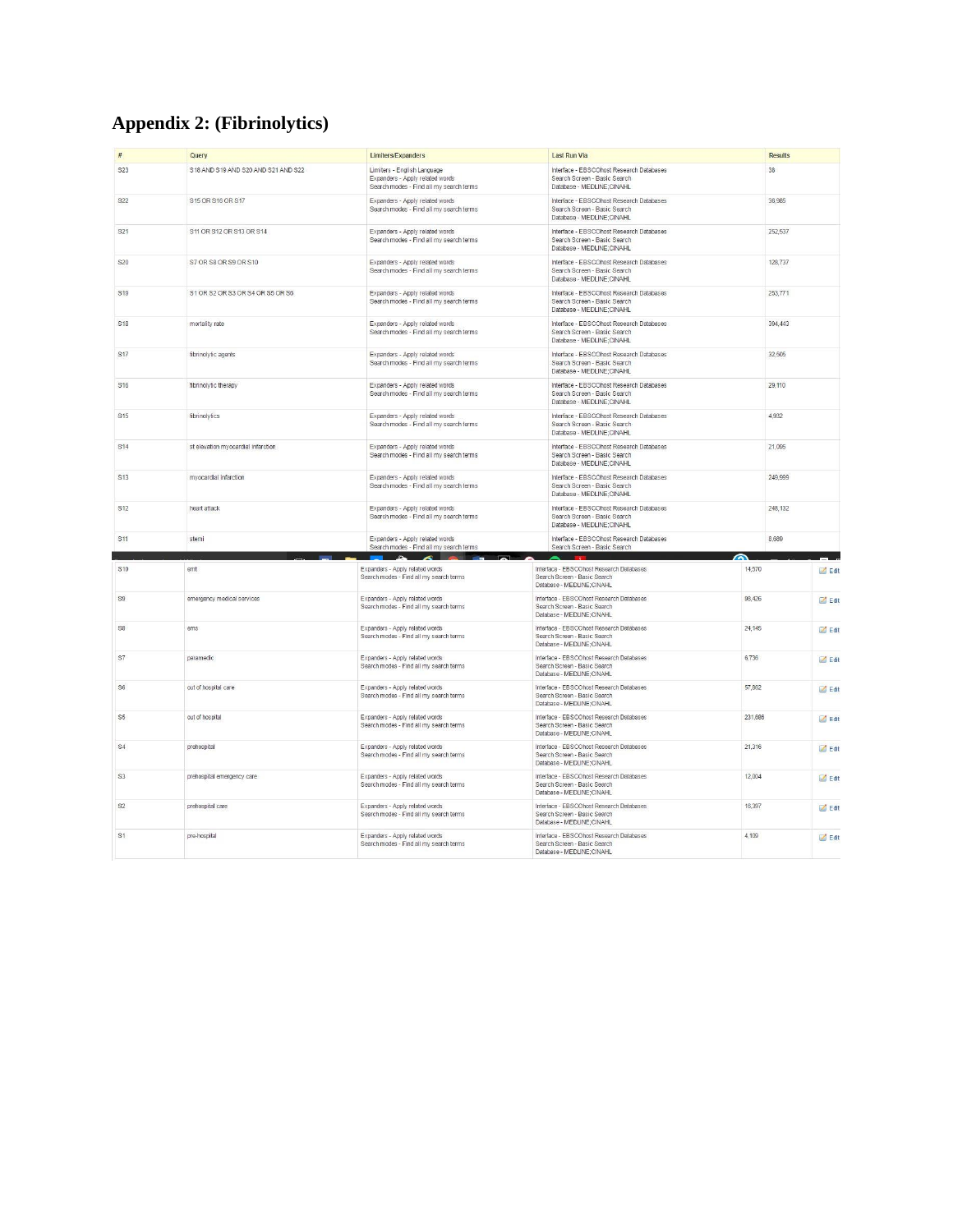## Appendix 2: (Fibrinolytics)

| # | Query | Limiters/Expanders | Last Run Via | Results |
|---|---|---|---|---|
| S23 | S18 AND S19 AND S20 AND S21 AND S22 | Limiters - English Language<br>Expanders - Apply related words<br>Search modes - Find all my search terms | Interface - EBSCOhost Research Databases<br>Search Screen - Basic Search<br>Database - MEDLINE;CINAHL | 38 |
| S22 | S15 OR S16 OR S17 | Expanders - Apply related words<br>Search modes - Find all my search terms | Interface - EBSCOhost Research Databases<br>Search Screen - Basic Search<br>Database - MEDLINE;CINAHL | 38,985 |
| S21 | S11 OR S12 OR S13 OR S14 | Expanders - Apply related words<br>Search modes - Find all my search terms | Interface - EBSCOhost Research Databases<br>Search Screen - Basic Search<br>Database - MEDLINE;CINAHL | 252,537 |
| S20 | S7 OR S8 OR S9 OR S10 | Expanders - Apply related words<br>Search modes - Find all my search terms | Interface - EBSCOhost Research Databases<br>Search Screen - Basic Search<br>Database - MEDLINE;CINAHL | 128,737 |
| S19 | S1 OR S2 OR S3 OR S4 OR S5 OR S6 | Expanders - Apply related words<br>Search modes - Find all my search terms | Interface - EBSCOhost Research Databases<br>Search Screen - Basic Search<br>Database - MEDLINE;CINAHL | 253,771 |
| S18 | mortality rate | Expanders - Apply related words<br>Search modes - Find all my search terms | Interface - EBSCOhost Research Databases<br>Search Screen - Basic Search<br>Database - MEDLINE;CINAHL | 394,443 |
| S17 | fibrinolytic agents | Expanders - Apply related words<br>Search modes - Find all my search terms | Interface - EBSCOhost Research Databases<br>Search Screen - Basic Search<br>Database - MEDLINE;CINAHL | 32,505 |
| S16 | fibrinolytic therapy | Expanders - Apply related words<br>Search modes - Find all my search terms | Interface - EBSCOhost Research Databases<br>Search Screen - Basic Search<br>Database - MEDLINE;CINAHL | 29,110 |
| S15 | fibrinolytics | Expanders - Apply related words<br>Search modes - Find all my search terms | Interface - EBSCOhost Research Databases<br>Search Screen - Basic Search<br>Database - MEDLINE;CINAHL | 4,932 |
| S14 | st elevation myocardial infarction | Expanders - Apply related words<br>Search modes - Find all my search terms | Interface - EBSCOhost Research Databases<br>Search Screen - Basic Search<br>Database - MEDLINE;CINAHL | 21,095 |
| S13 | myocardial infarction | Expanders - Apply related words<br>Search modes - Find all my search terms | Interface - EBSCOhost Research Databases<br>Search Screen - Basic Search<br>Database - MEDLINE;CINAHL | 249,999 |
| S12 | heart attack | Expanders - Apply related words<br>Search modes - Find all my search terms | Interface - EBSCOhost Research Databases<br>Search Screen - Basic Search<br>Database - MEDLINE;CINAHL | 248,132 |
| S11 | stemi | Expanders - Apply related words<br>Search modes - Find all my search terms | Interface - EBSCOhost Research Databases<br>Search Screen - Basic Search | 8,689 |
| S10 | emt | Expanders - Apply related words<br>Search modes - Find all my search terms | Interface - EBSCOhost Research Databases<br>Search Screen - Basic Search<br>Database - MEDLINE;CINAHL | 14,570 |
| S9 | emergency medical services | Expanders - Apply related words<br>Search modes - Find all my search terms | Interface - EBSCOhost Research Databases<br>Search Screen - Basic Search<br>Database - MEDLINE;CINAHL | 98,426 |
| S8 | ems | Expanders - Apply related words<br>Search modes - Find all my search terms | Interface - EBSCOhost Research Databases<br>Search Screen - Basic Search<br>Database - MEDLINE;CINAHL | 24,145 |
| S7 | paramedic | Expanders - Apply related words<br>Search modes - Find all my search terms | Interface - EBSCOhost Research Databases<br>Search Screen - Basic Search<br>Database - MEDLINE;CINAHL | 6,736 |
| S6 | out of hospital care | Expanders - Apply related words<br>Search modes - Find all my search terms | Interface - EBSCOhost Research Databases<br>Search Screen - Basic Search<br>Database - MEDLINE;CINAHL | 57,862 |
| S5 | out of hospital | Expanders - Apply related words<br>Search modes - Find all my search terms | Interface - EBSCOhost Research Databases<br>Search Screen - Basic Search<br>Database - MEDLINE;CINAHL | 231,686 |
| S4 | prehospital | Expanders - Apply related words<br>Search modes - Find all my search terms | Interface - EBSCOhost Research Databases<br>Search Screen - Basic Search<br>Database - MEDLINE;CINAHL | 21,316 |
| S3 | prehospital emergency care | Expanders - Apply related words<br>Search modes - Find all my search terms | Interface - EBSCOhost Research Databases<br>Search Screen - Basic Search<br>Database - MEDLINE;CINAHL | 12,004 |
| S2 | prehospital care | Expanders - Apply related words<br>Search modes - Find all my search terms | Interface - EBSCOhost Research Databases<br>Search Screen - Basic Search<br>Database - MEDLINE;CINAHL | 18,397 |
| S1 | pre-hospital | Expanders - Apply related words<br>Search modes - Find all my search terms | Interface - EBSCOhost Research Databases<br>Search Screen - Basic Search<br>Database - MEDLINE;CINAHL | 4,109 |